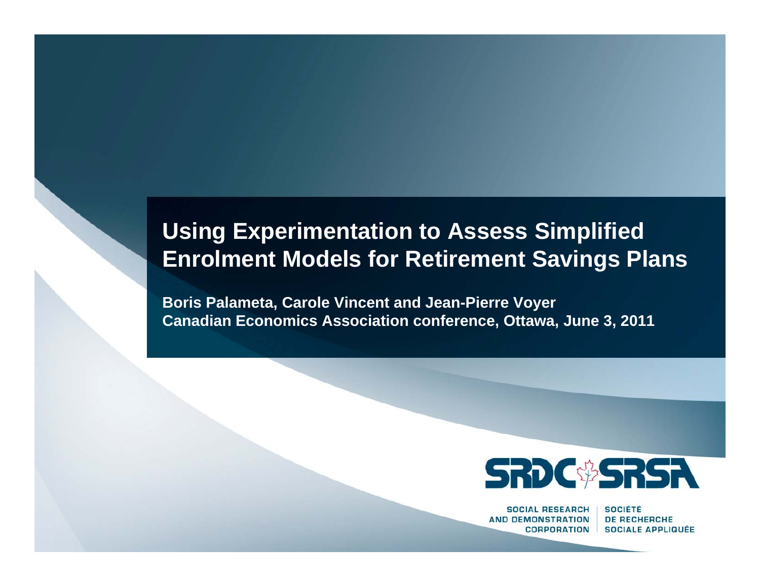# Using Experimentation to Assess Simplified Enrolment Models for Retirement Savings Plans

**Boris Palameta, Carole Vincent and Jean-Pierre Voyer**
**Canadian Economics Association conference, Ottawa, June 3, 2011**

SRDC SRSA

SOCIAL RESEARCH AND DEMONSTRATION CORPORATION | SOCIÉTÉ DE RECHERCHE SOCIALE APPLIQUÉE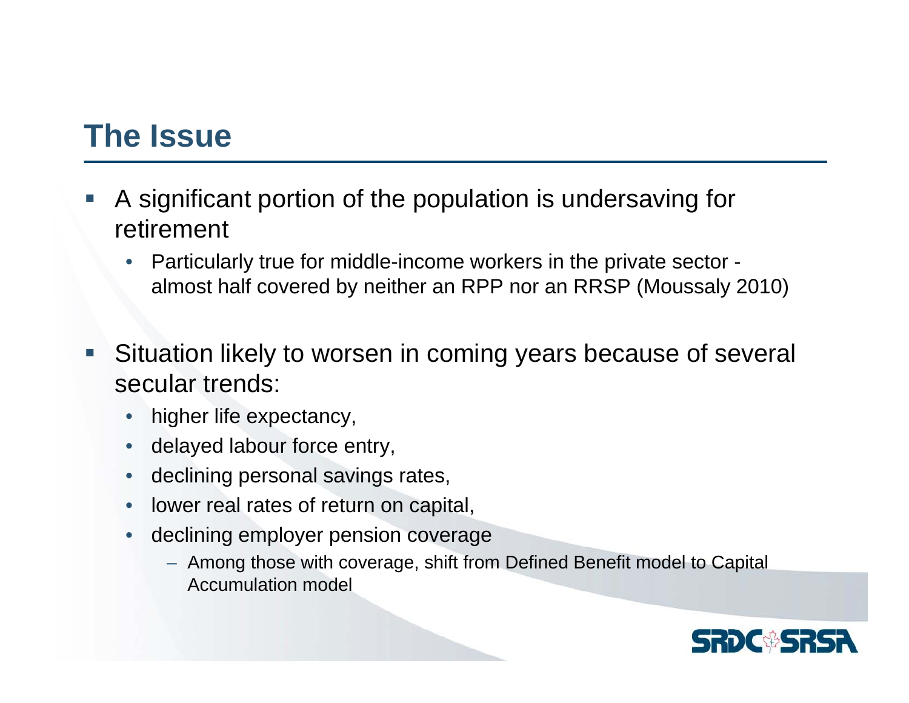## The Issue

- A significant portion of the population is undersaving for retirement
  - Particularly true for middle-income workers in the private sector - almost half covered by neither an RPP nor an RRSP (Moussaly 2010)
- Situation likely to worsen in coming years because of several secular trends:
  - higher life expectancy,
  - delayed labour force entry,
  - declining personal savings rates,
  - lower real rates of return on capital,
  - declining employer pension coverage
    - Among those with coverage, shift from Defined Benefit model to Capital Accumulation model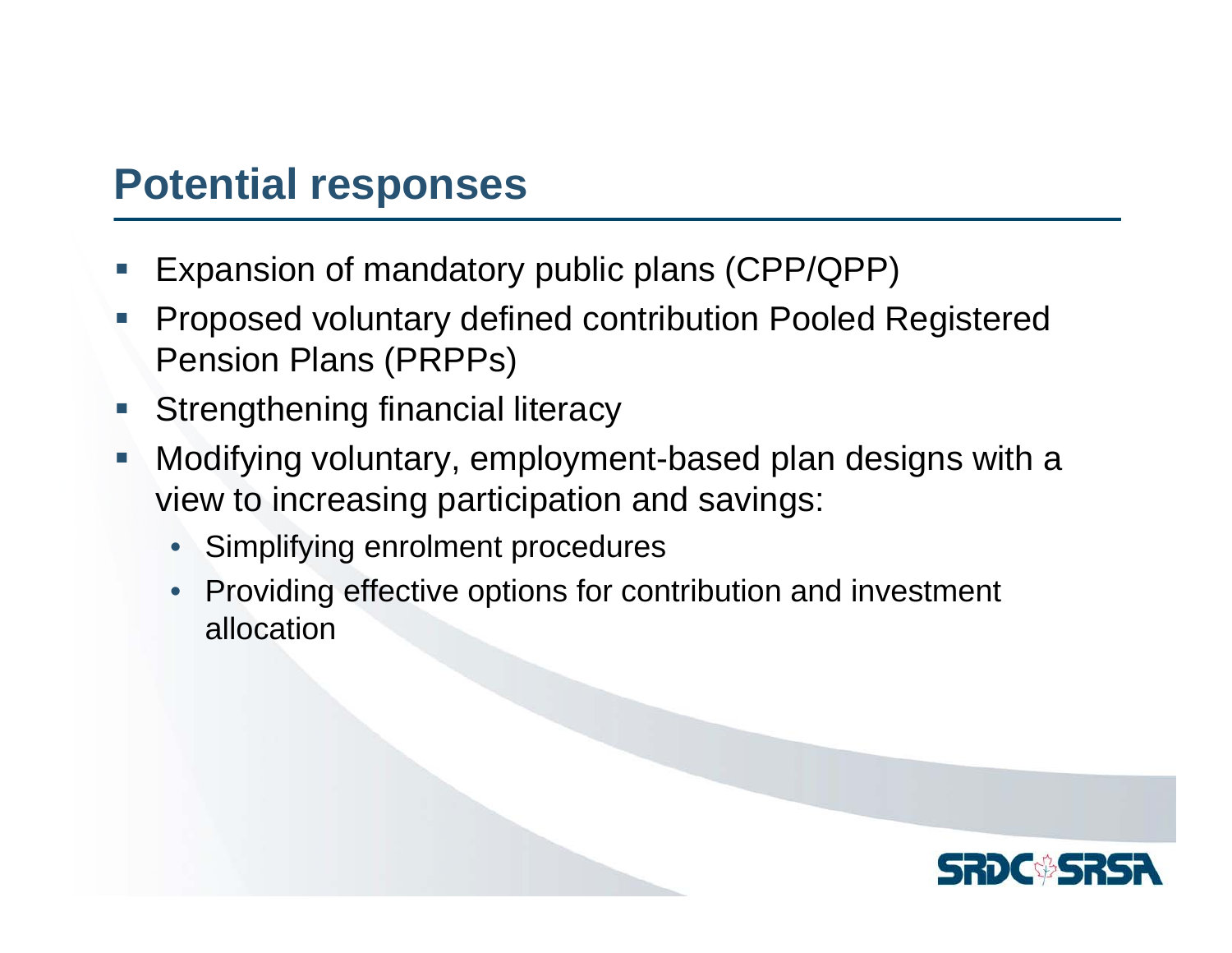## Potential responses

- Expansion of mandatory public plans (CPP/QPP)
- Proposed voluntary defined contribution Pooled Registered Pension Plans (PRPPs)
- Strengthening financial literacy
- Modifying voluntary, employment-based plan designs with a view to increasing participation and savings:
  - Simplifying enrolment procedures
  - Providing effective options for contribution and investment allocation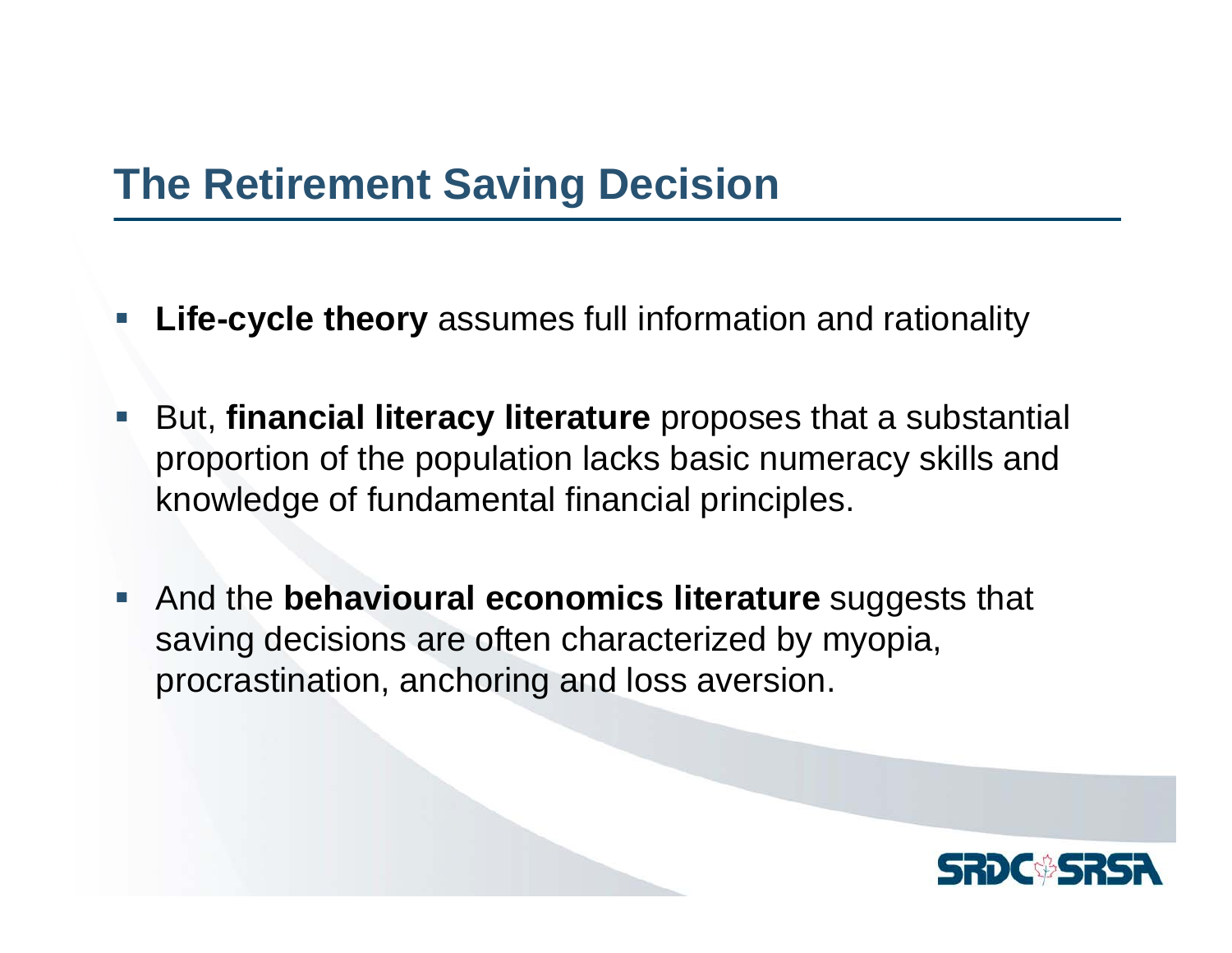## The Retirement Saving Decision

- **Life-cycle theory** assumes full information and rationality
- But, **financial literacy literature** proposes that a substantial proportion of the population lacks basic numeracy skills and knowledge of fundamental financial principles.
- And the **behavioural economics literature** suggests that saving decisions are often characterized by myopia, procrastination, anchoring and loss aversion.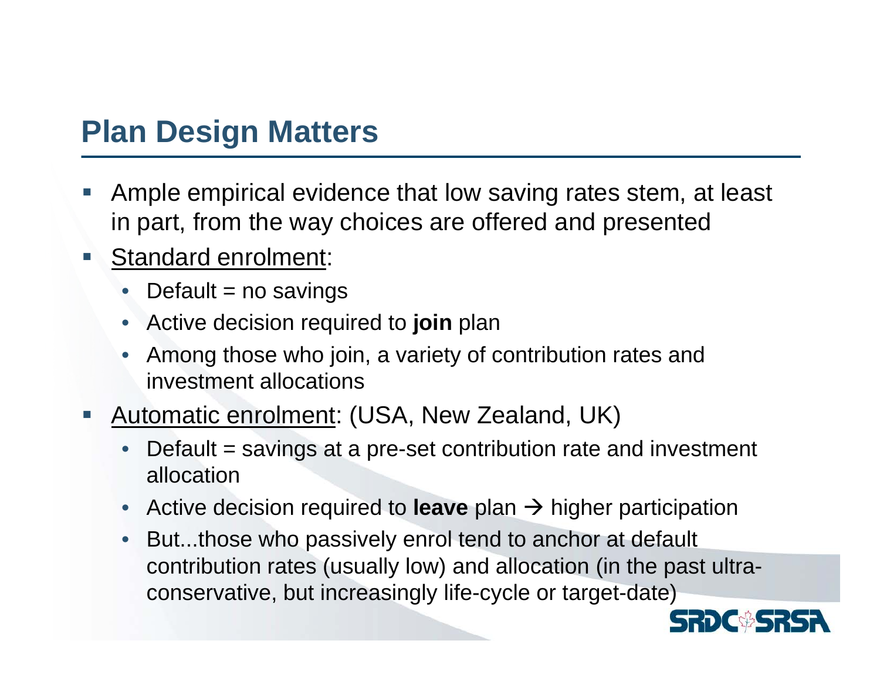## Plan Design Matters

- Ample empirical evidence that low saving rates stem, at least in part, from the way choices are offered and presented
- Standard enrolment:
  - Default = no savings
  - Active decision required to **join** plan
  - Among those who join, a variety of contribution rates and investment allocations
- Automatic enrolment: (USA, New Zealand, UK)
  - Default = savings at a pre-set contribution rate and investment allocation
  - Active decision required to **leave** plan → higher participation
  - But...those who passively enrol tend to anchor at default contribution rates (usually low) and allocation (in the past ultra-conservative, but increasingly life-cycle or target-date)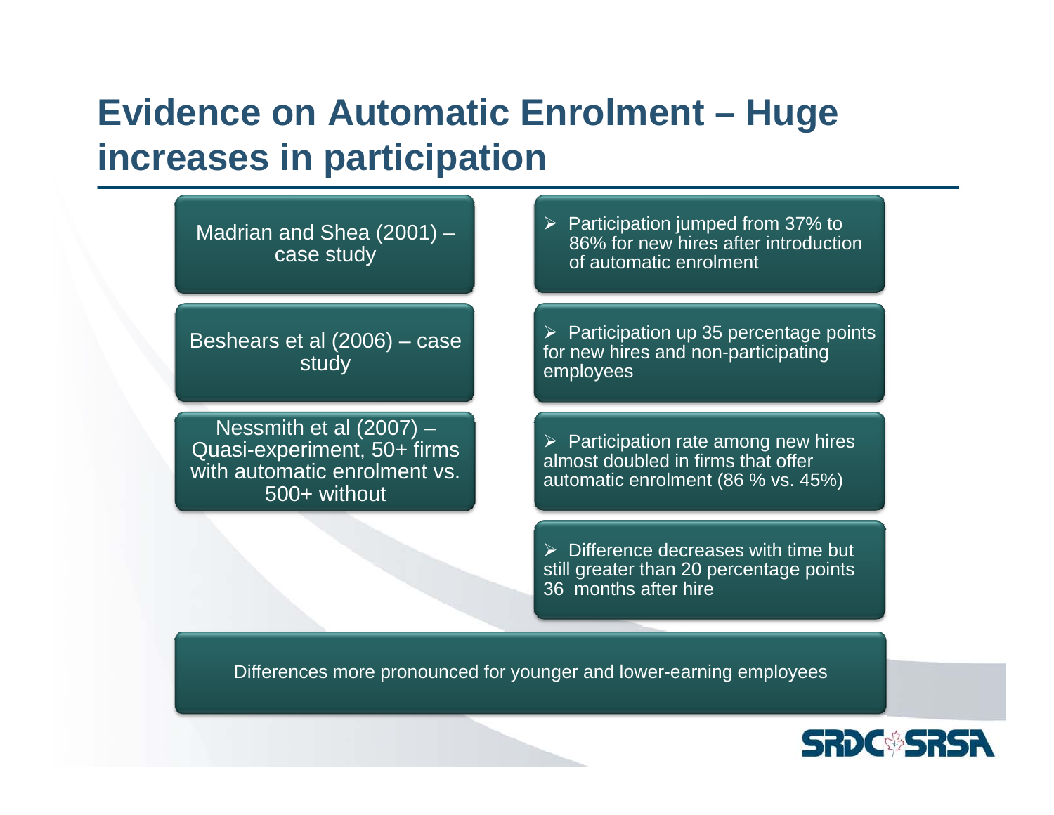# Evidence on Automatic Enrolment – Huge increases in participation

| Study | Findings |
| --- | --- |
| Madrian and Shea (2001) – case study | Participation jumped from 37% to 86% for new hires after introduction of automatic enrolment |
| Beshears et al (2006) – case study | Participation up 35 percentage points for new hires and non-participating employees |
| Nessmith et al (2007) – Quasi-experiment, 50+ firms with automatic enrolment vs. 500+ without | Participation rate among new hires almost doubled in firms that offer automatic enrolment (86 % vs. 45%) |
| | Difference decreases with time but still greater than 20 percentage points 36 months after hire |

Differences more pronounced for younger and lower-earning employees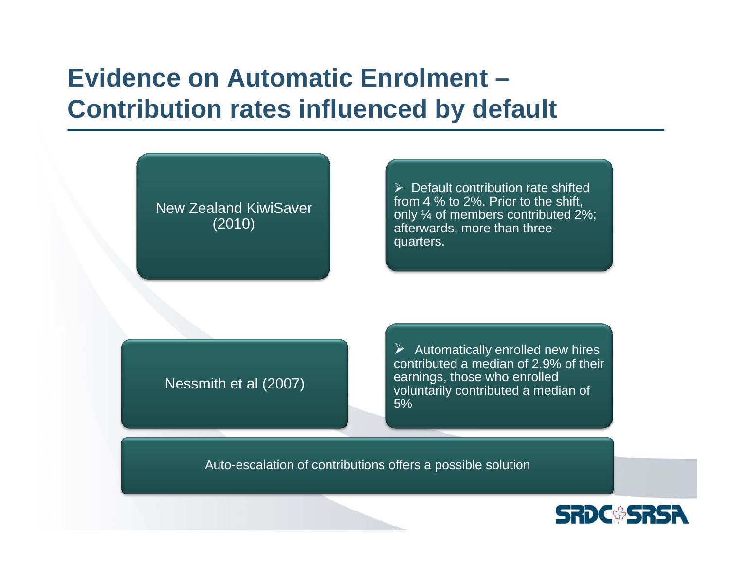# Evidence on Automatic Enrolment – Contribution rates influenced by default

New Zealand KiwiSaver (2010)

- Default contribution rate shifted from 4 % to 2%. Prior to the shift, only ¼ of members contributed 2%; afterwards, more than three-quarters.

Nessmith et al (2007)

- Automatically enrolled new hires contributed a median of 2.9% of their earnings, those who enrolled voluntarily contributed a median of 5%

Auto-escalation of contributions offers a possible solution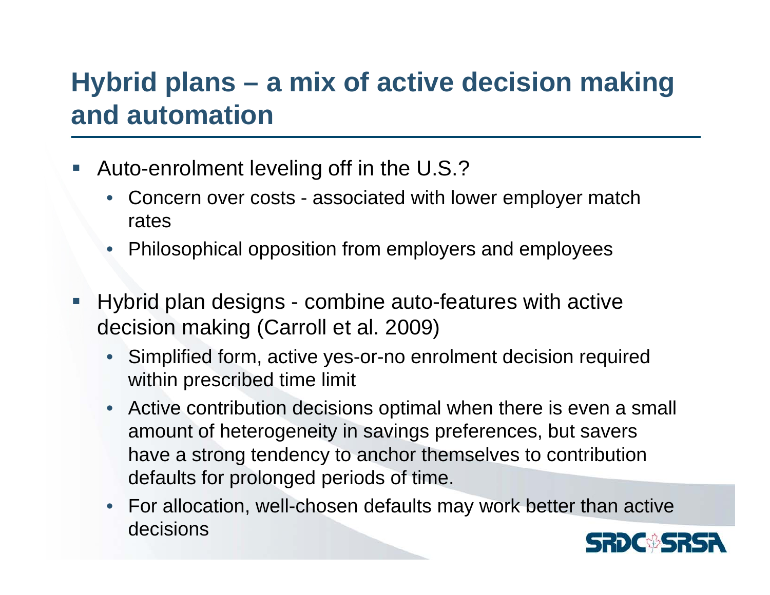# Hybrid plans – a mix of active decision making and automation

- Auto-enrolment leveling off in the U.S.?
  - Concern over costs - associated with lower employer match rates
  - Philosophical opposition from employers and employees
- Hybrid plan designs - combine auto-features with active decision making (Carroll et al. 2009)
  - Simplified form, active yes-or-no enrolment decision required within prescribed time limit
  - Active contribution decisions optimal when there is even a small amount of heterogeneity in savings preferences, but savers have a strong tendency to anchor themselves to contribution defaults for prolonged periods of time.
  - For allocation, well-chosen defaults may work better than active decisions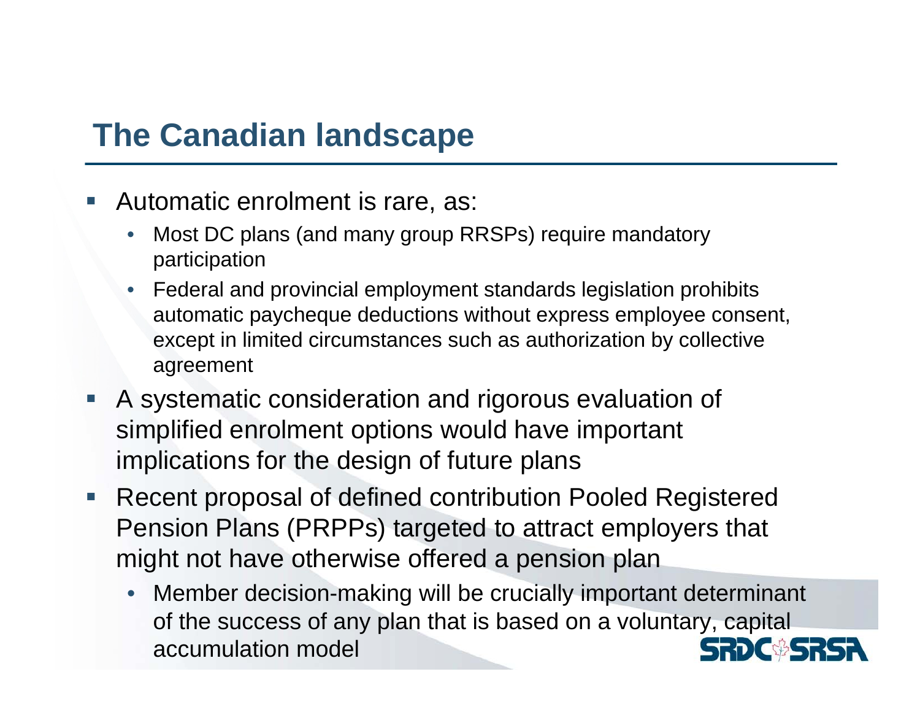## The Canadian landscape

- Automatic enrolment is rare, as:
  - Most DC plans (and many group RRSPs) require mandatory participation
  - Federal and provincial employment standards legislation prohibits automatic paycheque deductions without express employee consent, except in limited circumstances such as authorization by collective agreement
- A systematic consideration and rigorous evaluation of simplified enrolment options would have important implications for the design of future plans
- Recent proposal of defined contribution Pooled Registered Pension Plans (PRPPs) targeted to attract employers that might not have otherwise offered a pension plan
  - Member decision-making will be crucially important determinant of the success of any plan that is based on a voluntary, capital accumulation model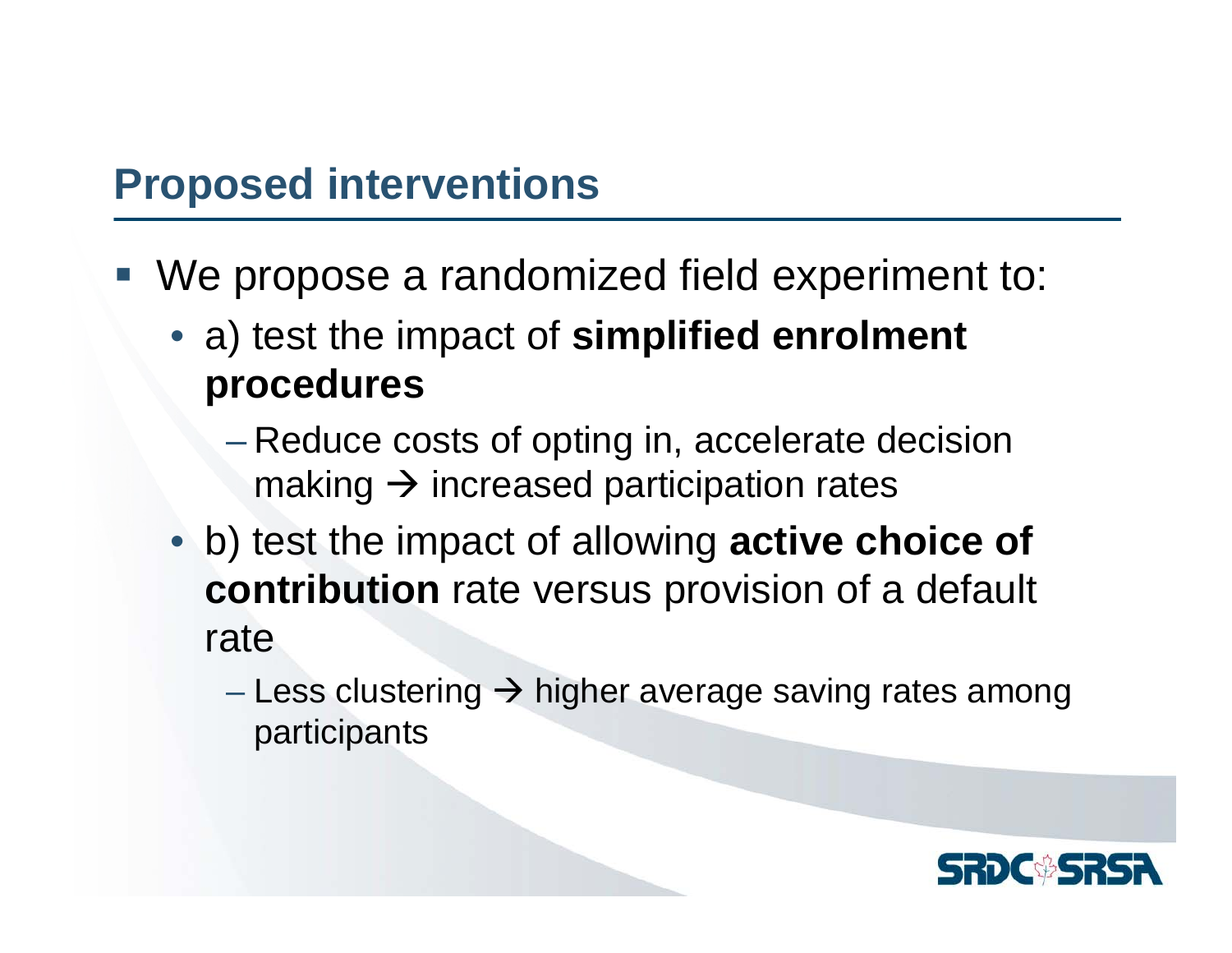## Proposed interventions

- We propose a randomized field experiment to:
  - a) test the impact of **simplified enrolment procedures**
    - Reduce costs of opting in, accelerate decision making → increased participation rates
  - b) test the impact of allowing **active choice of contribution** rate versus provision of a default rate
    - Less clustering → higher average saving rates among participants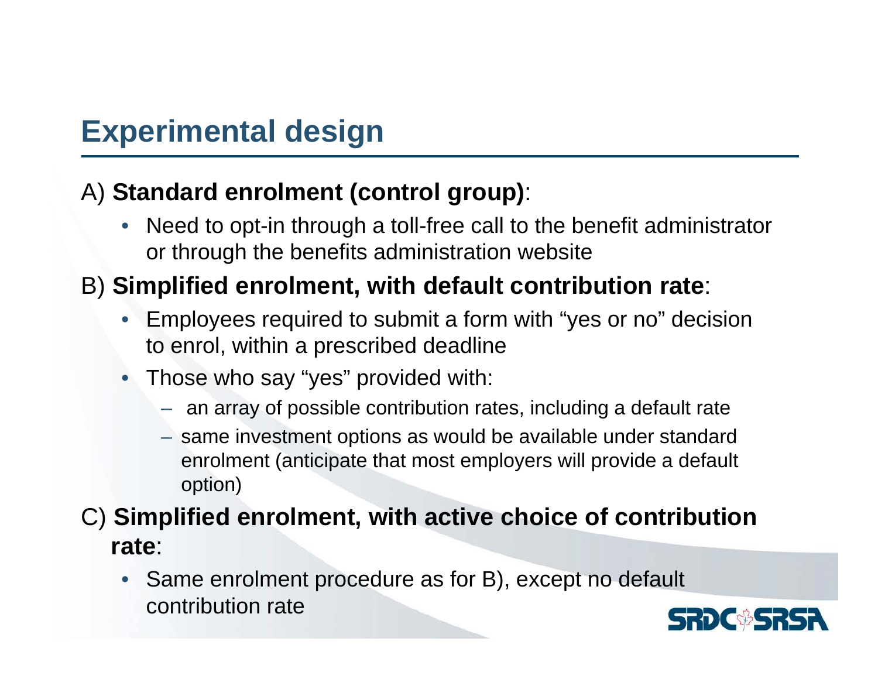# Experimental design

A) **Standard enrolment (control group)**:

- Need to opt-in through a toll-free call to the benefit administrator or through the benefits administration website

B) **Simplified enrolment, with default contribution rate**:

- Employees required to submit a form with "yes or no" decision to enrol, within a prescribed deadline
- Those who say "yes" provided with:
  - an array of possible contribution rates, including a default rate
  - same investment options as would be available under standard enrolment (anticipate that most employers will provide a default option)

C) **Simplified enrolment, with active choice of contribution rate**:

- Same enrolment procedure as for B), except no default contribution rate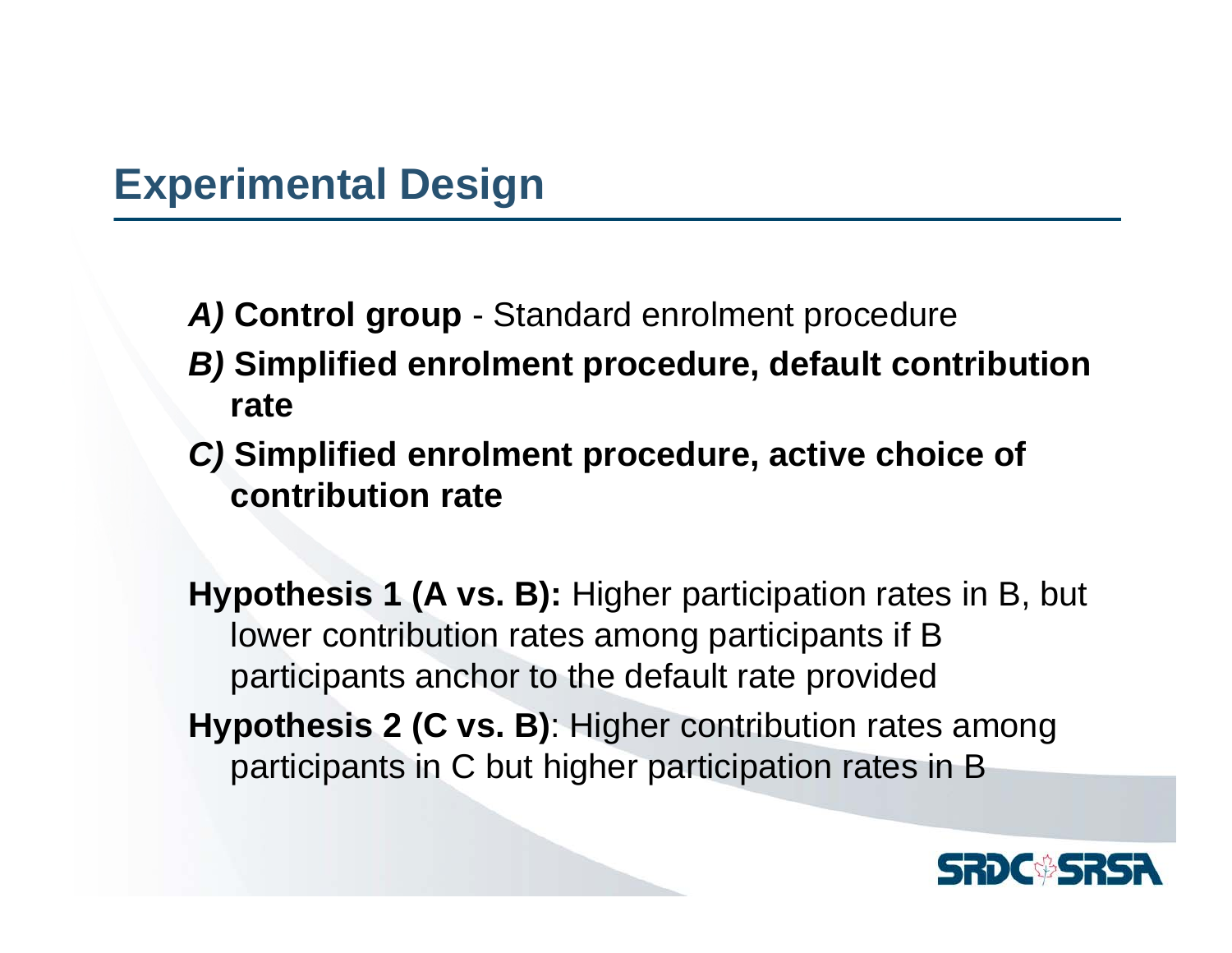## Experimental Design

- ***A)*** **Control group** - Standard enrolment procedure
- ***B)*** **Simplified enrolment procedure, default contribution rate**
- ***C)*** **Simplified enrolment procedure, active choice of contribution rate**

**Hypothesis 1 (A vs. B):** Higher participation rates in B, but lower contribution rates among participants if B participants anchor to the default rate provided

**Hypothesis 2 (C vs. B)**: Higher contribution rates among participants in C but higher participation rates in B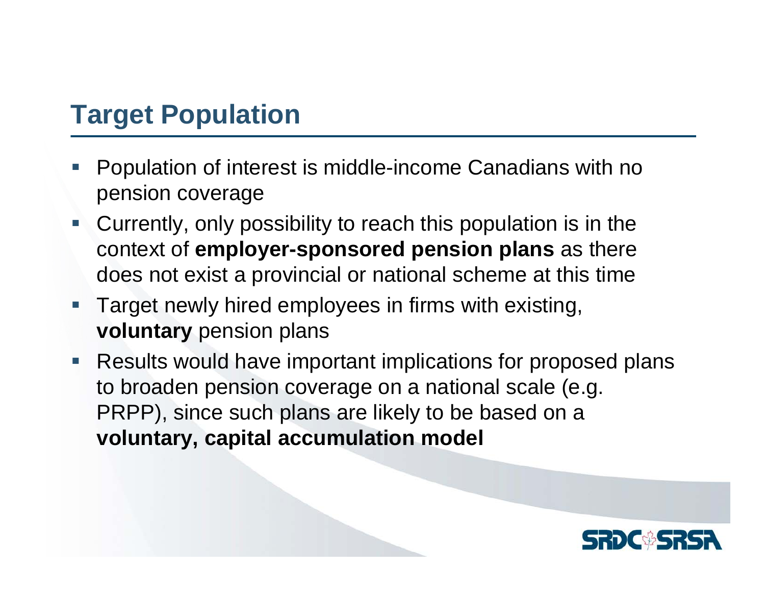## Target Population

- Population of interest is middle-income Canadians with no pension coverage
- Currently, only possibility to reach this population is in the context of **employer-sponsored pension plans** as there does not exist a provincial or national scheme at this time
- Target newly hired employees in firms with existing, **voluntary** pension plans
- Results would have important implications for proposed plans to broaden pension coverage on a national scale (e.g. PRPP), since such plans are likely to be based on a **voluntary, capital accumulation model**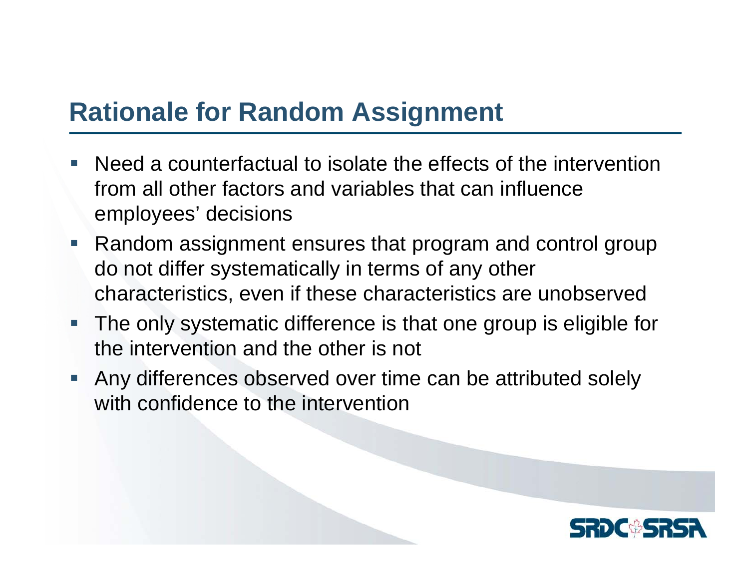## Rationale for Random Assignment

- Need a counterfactual to isolate the effects of the intervention from all other factors and variables that can influence employees' decisions
- Random assignment ensures that program and control group do not differ systematically in terms of any other characteristics, even if these characteristics are unobserved
- The only systematic difference is that one group is eligible for the intervention and the other is not
- Any differences observed over time can be attributed solely with confidence to the intervention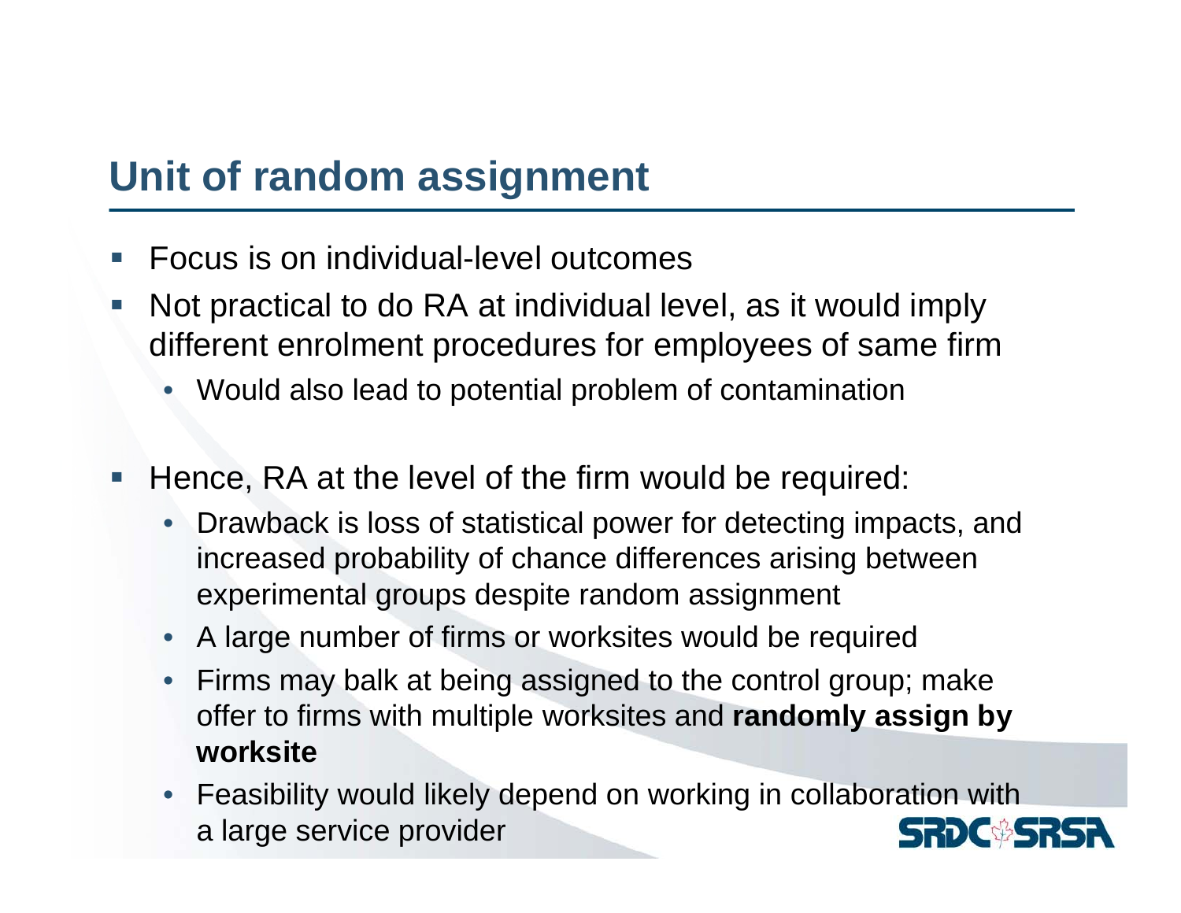## Unit of random assignment

- Focus is on individual-level outcomes
- Not practical to do RA at individual level, as it would imply different enrolment procedures for employees of same firm
  - Would also lead to potential problem of contamination
- Hence, RA at the level of the firm would be required:
  - Drawback is loss of statistical power for detecting impacts, and increased probability of chance differences arising between experimental groups despite random assignment
  - A large number of firms or worksites would be required
  - Firms may balk at being assigned to the control group; make offer to firms with multiple worksites and **randomly assign by worksite**
  - Feasibility would likely depend on working in collaboration with a large service provider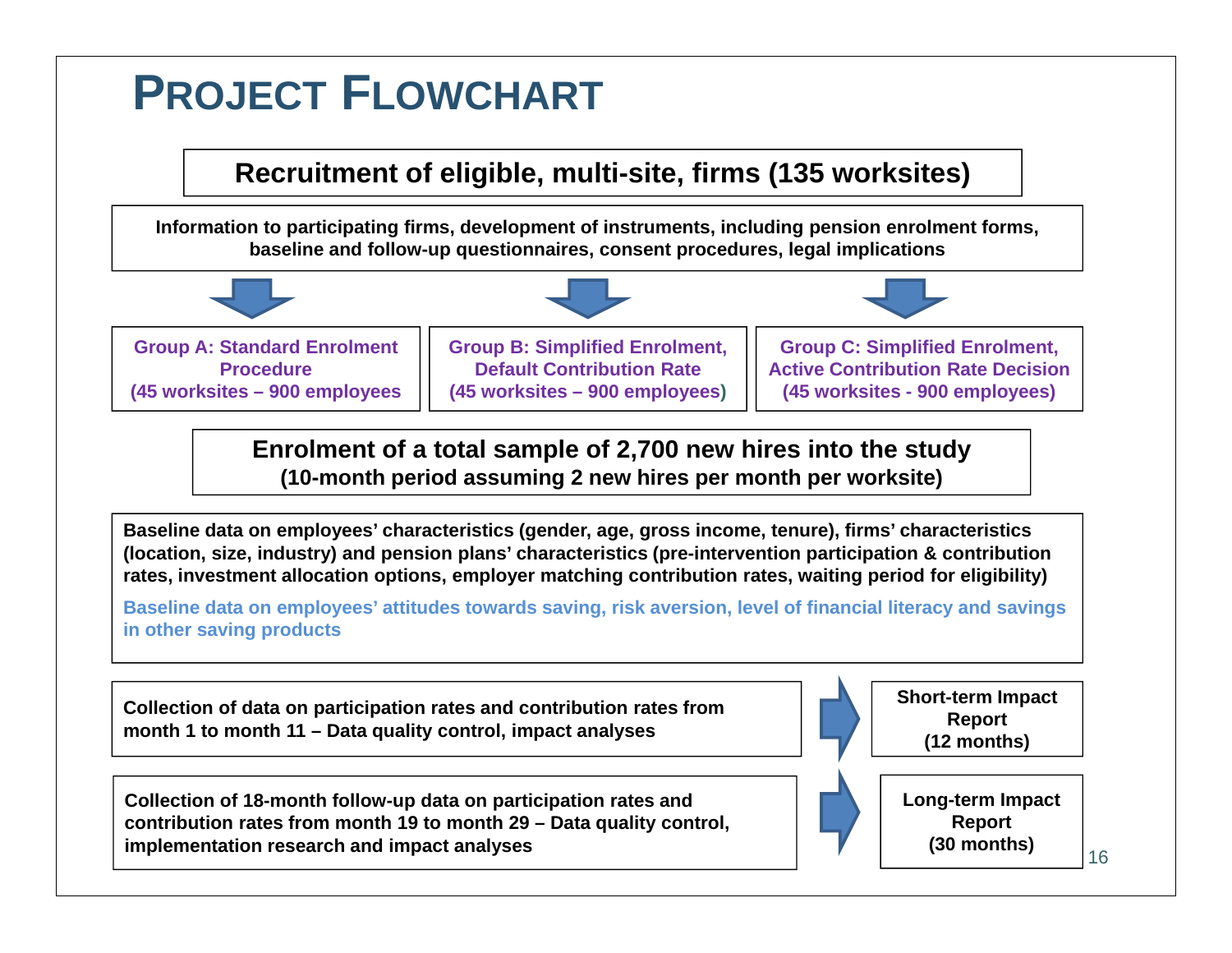# PROJECT FLOWCHART

**Recruitment of eligible, multi-site, firms (135 worksites)**

**Information to participating firms, development of instruments, including pension enrolment forms, baseline and follow-up questionnaires, consent procedures, legal implications**

| Group A: Standard Enrolment Procedure (45 worksites – 900 employees | Group B: Simplified Enrolment, Default Contribution Rate (45 worksites – 900 employees) | Group C: Simplified Enrolment, Active Contribution Rate Decision (45 worksites - 900 employees) |
|---|---|---|

**Enrolment of a total sample of 2,700 new hires into the study**
**(10-month period assuming 2 new hires per month per worksite)**

**Baseline data on employees' characteristics (gender, age, gross income, tenure), firms' characteristics (location, size, industry) and pension plans' characteristics (pre-intervention participation & contribution rates, investment allocation options, employer matching contribution rates, waiting period for eligibility)**

**Baseline data on employees' attitudes towards saving, risk aversion, level of financial literacy and savings in other saving products**

**Collection of data on participation rates and contribution rates from month 1 to month 11 – Data quality control, impact analyses** → **Short-term Impact Report (12 months)**

**Collection of 18-month follow-up data on participation rates and contribution rates from month 19 to month 29 – Data quality control, implementation research and impact analyses** → **Long-term Impact Report (30 months)**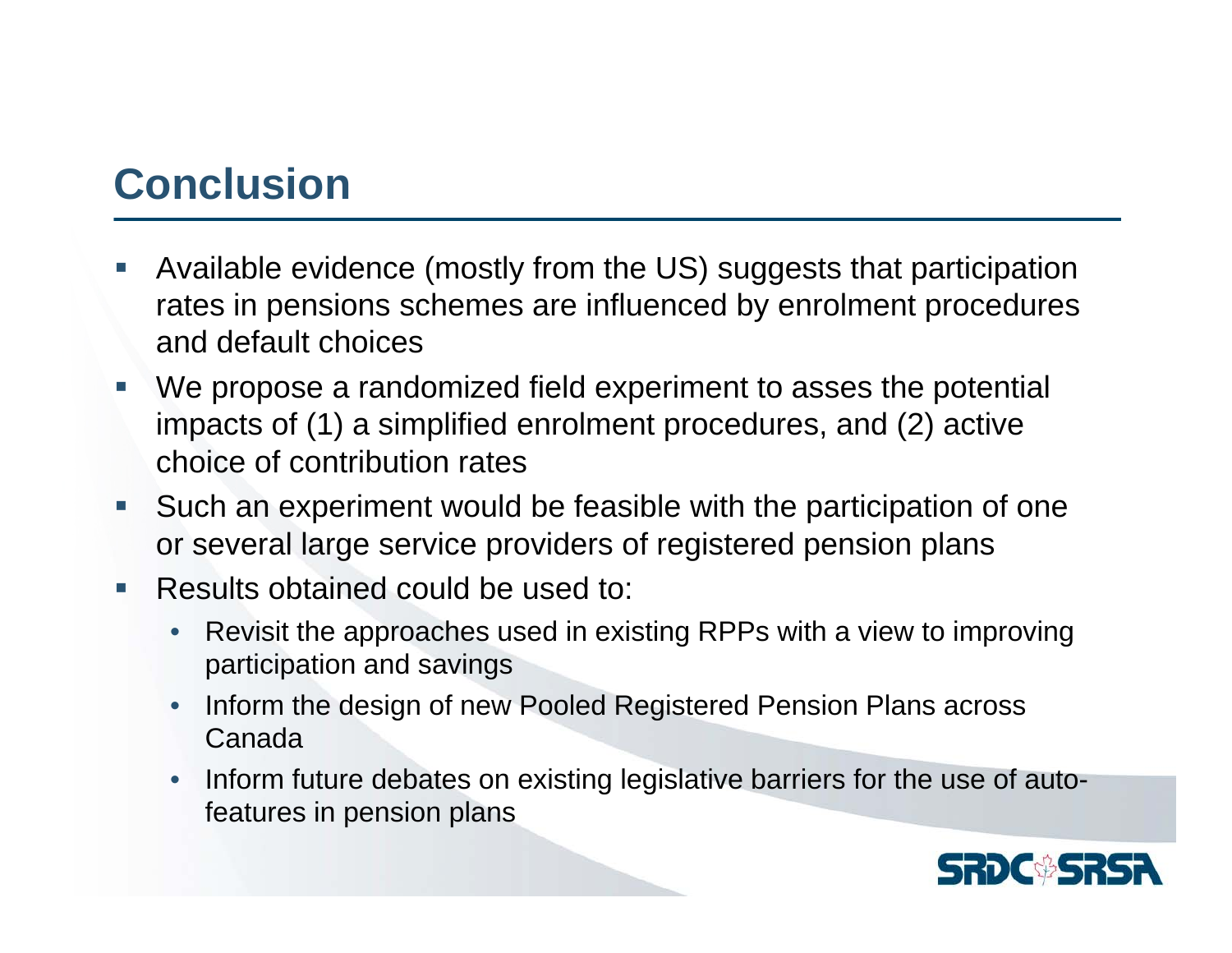# Conclusion

- Available evidence (mostly from the US) suggests that participation rates in pensions schemes are influenced by enrolment procedures and default choices
- We propose a randomized field experiment to asses the potential impacts of (1) a simplified enrolment procedures, and (2) active choice of contribution rates
- Such an experiment would be feasible with the participation of one or several large service providers of registered pension plans
- Results obtained could be used to:
  - Revisit the approaches used in existing RPPs with a view to improving participation and savings
  - Inform the design of new Pooled Registered Pension Plans across Canada
  - Inform future debates on existing legislative barriers for the use of auto-features in pension plans